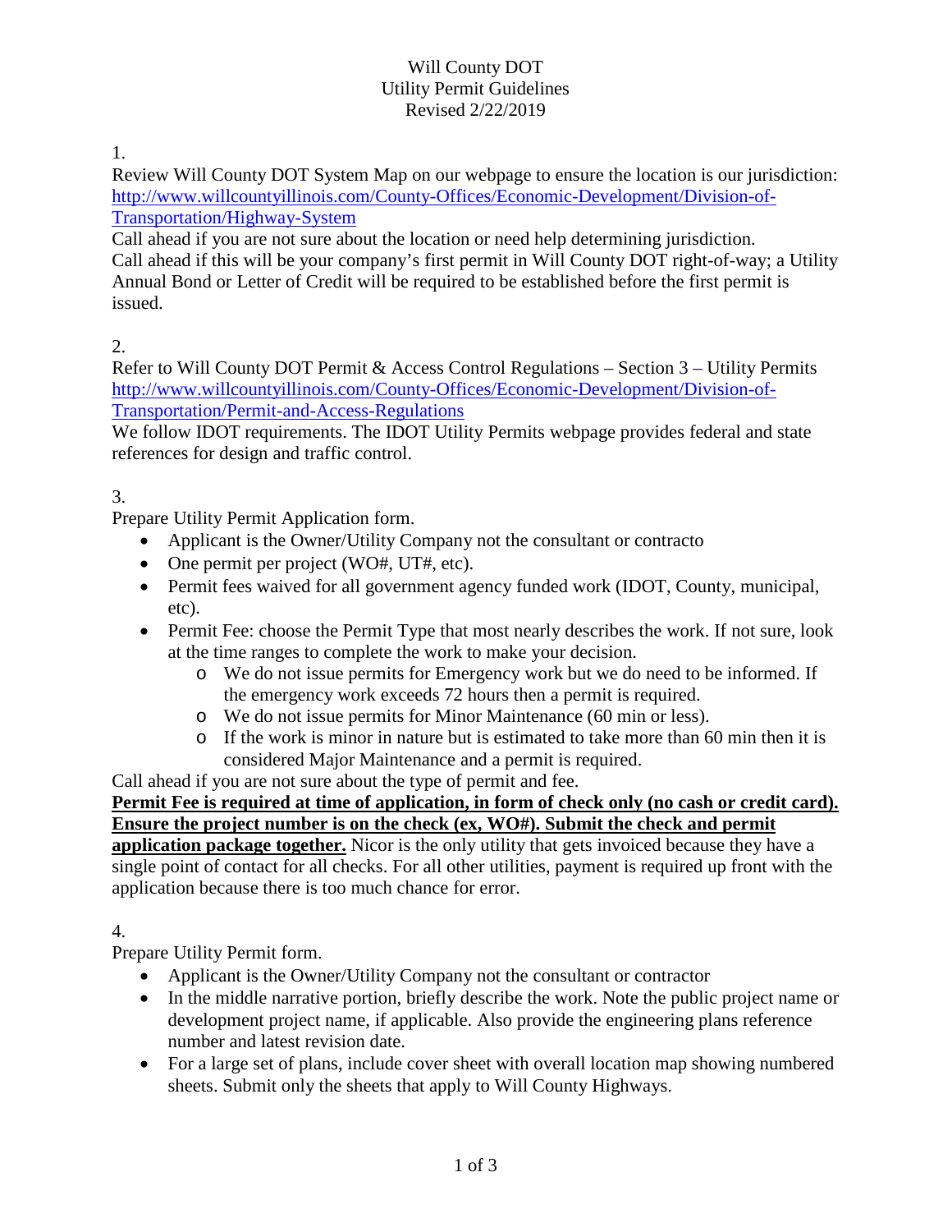# Will County DOT
## Utility Permit Guidelines
Revised 2/22/2019

1.

Review Will County DOT System Map on our webpage to ensure the location is our jurisdiction: http://www.willcountyillinois.com/County-Offices/Economic-Development/Division-of-Transportation/Highway-System

Call ahead if you are not sure about the location or need help determining jurisdiction.
Call ahead if this will be your company's first permit in Will County DOT right-of-way; a Utility Annual Bond or Letter of Credit will be required to be established before the first permit is issued.

2.

Refer to Will County DOT Permit & Access Control Regulations – Section 3 – Utility Permits http://www.willcountyillinois.com/County-Offices/Economic-Development/Division-of-Transportation/Permit-and-Access-Regulations

We follow IDOT requirements. The IDOT Utility Permits webpage provides federal and state references for design and traffic control.

3.

Prepare Utility Permit Application form.

- Applicant is the Owner/Utility Company not the consultant or contracto
- One permit per project (WO#, UT#, etc).
- Permit fees waived for all government agency funded work (IDOT, County, municipal, etc).
- Permit Fee: choose the Permit Type that most nearly describes the work. If not sure, look at the time ranges to complete the work to make your decision.
  - We do not issue permits for Emergency work but we do need to be informed. If the emergency work exceeds 72 hours then a permit is required.
  - We do not issue permits for Minor Maintenance (60 min or less).
  - If the work is minor in nature but is estimated to take more than 60 min then it is considered Major Maintenance and a permit is required.

Call ahead if you are not sure about the type of permit and fee.

**<u>Permit Fee is required at time of application, in form of check only (no cash or credit card). Ensure the project number is on the check (ex, WO#). Submit the check and permit application package together.</u>** Nicor is the only utility that gets invoiced because they have a single point of contact for all checks. For all other utilities, payment is required up front with the application because there is too much chance for error.

4.

Prepare Utility Permit form.

- Applicant is the Owner/Utility Company not the consultant or contractor
- In the middle narrative portion, briefly describe the work. Note the public project name or development project name, if applicable. Also provide the engineering plans reference number and latest revision date.
- For a large set of plans, include cover sheet with overall location map showing numbered sheets. Submit only the sheets that apply to Will County Highways.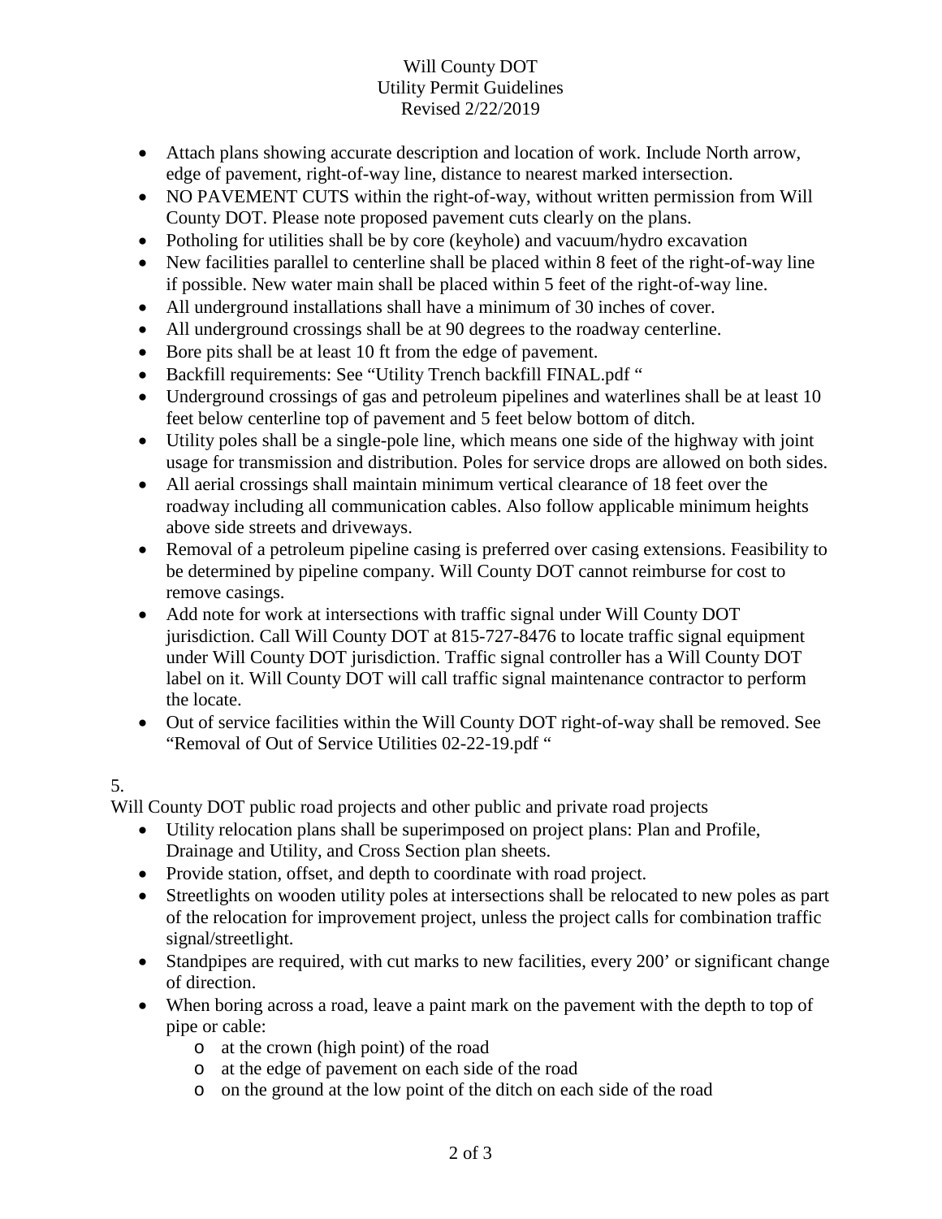- Attach plans showing accurate description and location of work. Include North arrow, edge of pavement, right-of-way line, distance to nearest marked intersection.
- NO PAVEMENT CUTS within the right-of-way, without written permission from Will County DOT. Please note proposed pavement cuts clearly on the plans.
- Potholing for utilities shall be by core (keyhole) and vacuum/hydro excavation
- New facilities parallel to centerline shall be placed within 8 feet of the right-of-way line if possible. New water main shall be placed within 5 feet of the right-of-way line.
- All underground installations shall have a minimum of 30 inches of cover.
- All underground crossings shall be at 90 degrees to the roadway centerline.
- Bore pits shall be at least 10 ft from the edge of pavement.
- Backfill requirements: See "Utility Trench backfill FINAL.pdf "
- Underground crossings of gas and petroleum pipelines and waterlines shall be at least 10 feet below centerline top of pavement and 5 feet below bottom of ditch.
- Utility poles shall be a single-pole line, which means one side of the highway with joint usage for transmission and distribution. Poles for service drops are allowed on both sides.
- All aerial crossings shall maintain minimum vertical clearance of 18 feet over the roadway including all communication cables. Also follow applicable minimum heights above side streets and driveways.
- Removal of a petroleum pipeline casing is preferred over casing extensions. Feasibility to be determined by pipeline company. Will County DOT cannot reimburse for cost to remove casings.
- Add note for work at intersections with traffic signal under Will County DOT jurisdiction. Call Will County DOT at 815-727-8476 to locate traffic signal equipment under Will County DOT jurisdiction. Traffic signal controller has a Will County DOT label on it. Will County DOT will call traffic signal maintenance contractor to perform the locate.
- Out of service facilities within the Will County DOT right-of-way shall be removed. See "Removal of Out of Service Utilities 02-22-19.pdf "

5.

Will County DOT public road projects and other public and private road projects

- Utility relocation plans shall be superimposed on project plans: Plan and Profile, Drainage and Utility, and Cross Section plan sheets.
- Provide station, offset, and depth to coordinate with road project.
- Streetlights on wooden utility poles at intersections shall be relocated to new poles as part of the relocation for improvement project, unless the project calls for combination traffic signal/streetlight.
- Standpipes are required, with cut marks to new facilities, every 200' or significant change of direction.
- When boring across a road, leave a paint mark on the pavement with the depth to top of pipe or cable:
  - at the crown (high point) of the road
  - at the edge of pavement on each side of the road
  - on the ground at the low point of the ditch on each side of the road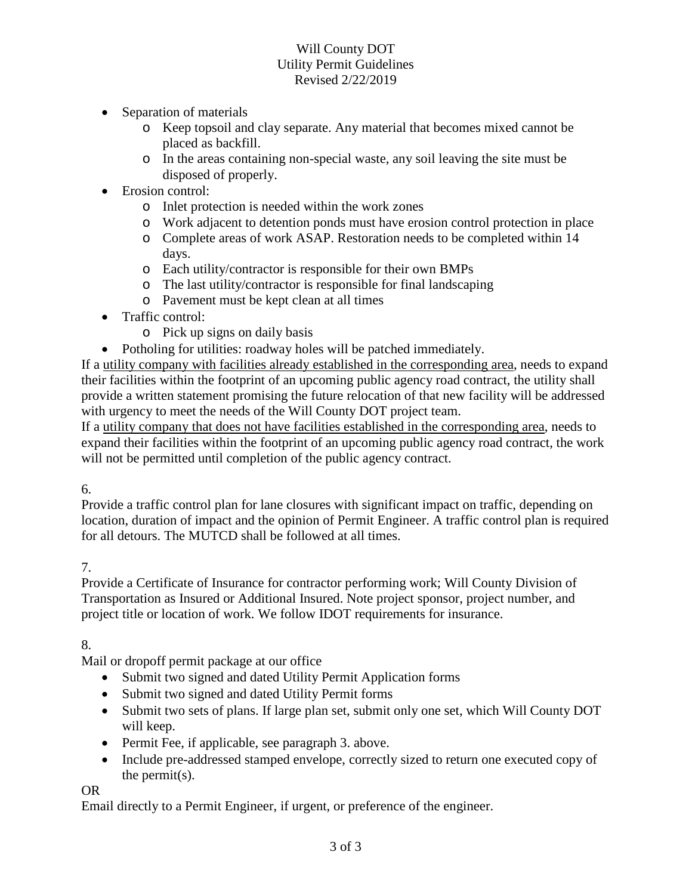- Separation of materials
  - Keep topsoil and clay separate. Any material that becomes mixed cannot be placed as backfill.
  - In the areas containing non-special waste, any soil leaving the site must be disposed of properly.
- Erosion control:
  - Inlet protection is needed within the work zones
  - Work adjacent to detention ponds must have erosion control protection in place
  - Complete areas of work ASAP. Restoration needs to be completed within 14 days.
  - Each utility/contractor is responsible for their own BMPs
  - The last utility/contractor is responsible for final landscaping
  - Pavement must be kept clean at all times
- Traffic control:
  - Pick up signs on daily basis
- Potholing for utilities: roadway holes will be patched immediately.

If a <u>utility company with facilities already established in the corresponding area</u>, needs to expand their facilities within the footprint of an upcoming public agency road contract, the utility shall provide a written statement promising the future relocation of that new facility will be addressed with urgency to meet the needs of the Will County DOT project team.

If a <u>utility company that does not have facilities established in the corresponding area</u>, needs to expand their facilities within the footprint of an upcoming public agency road contract, the work will not be permitted until completion of the public agency contract.

6.

Provide a traffic control plan for lane closures with significant impact on traffic, depending on location, duration of impact and the opinion of Permit Engineer. A traffic control plan is required for all detours. The MUTCD shall be followed at all times.

7.

Provide a Certificate of Insurance for contractor performing work; Will County Division of Transportation as Insured or Additional Insured. Note project sponsor, project number, and project title or location of work. We follow IDOT requirements for insurance.

8.

Mail or dropoff permit package at our office

- Submit two signed and dated Utility Permit Application forms
- Submit two signed and dated Utility Permit forms
- Submit two sets of plans. If large plan set, submit only one set, which Will County DOT will keep.
- Permit Fee, if applicable, see paragraph 3. above.
- Include pre-addressed stamped envelope, correctly sized to return one executed copy of the permit(s).

OR

Email directly to a Permit Engineer, if urgent, or preference of the engineer.